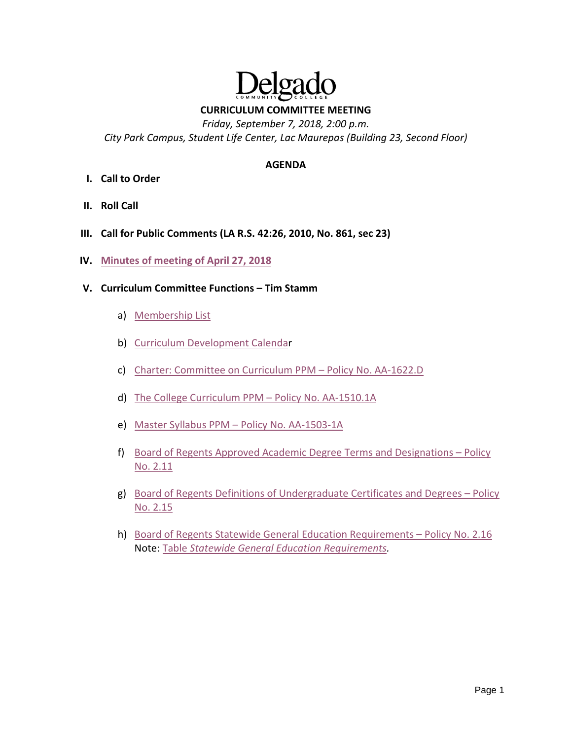Delgado
COMMUNITY COLLEGE

# CURRICULUM COMMITTEE MEETING

*Friday, September 7, 2018, 2:00 p.m.*
*City Park Campus, Student Life Center, Lac Maurepas (Building 23, Second Floor)*

## AGENDA

**I. Call to Order**

**II. Roll Call**

**III. Call for Public Comments (LA R.S. 42:26, 2010, No. 861, sec 23)**

**IV. Minutes of meeting of April 27, 2018**

**V. Curriculum Committee Functions – Tim Stamm**

a) Membership List

b) Curriculum Development Calendar

c) Charter: Committee on Curriculum PPM – Policy No. AA-1622.D

d) The College Curriculum PPM – Policy No. AA-1510.1A

e) Master Syllabus PPM – Policy No. AA-1503-1A

f) Board of Regents Approved Academic Degree Terms and Designations – Policy No. 2.11

g) Board of Regents Definitions of Undergraduate Certificates and Degrees – Policy No. 2.15

h) Board of Regents Statewide General Education Requirements – Policy No. 2.16
Note: Table *Statewide General Education Requirements.*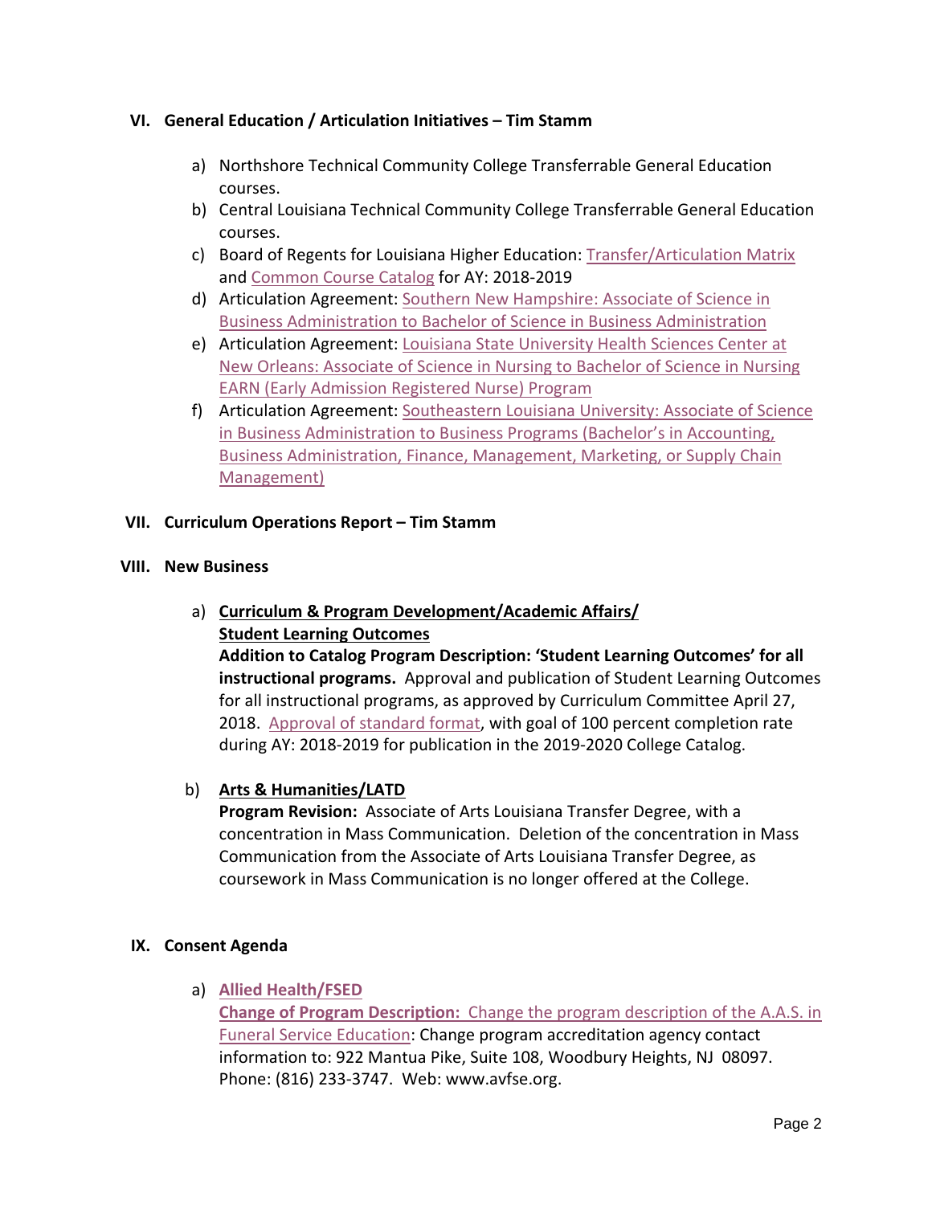## VI. General Education / Articulation Initiatives – Tim Stamm

a) Northshore Technical Community College Transferrable General Education courses.

b) Central Louisiana Technical Community College Transferrable General Education courses.

c) Board of Regents for Louisiana Higher Education: Transfer/Articulation Matrix and Common Course Catalog for AY: 2018-2019

d) Articulation Agreement: Southern New Hampshire: Associate of Science in Business Administration to Bachelor of Science in Business Administration

e) Articulation Agreement: Louisiana State University Health Sciences Center at New Orleans: Associate of Science in Nursing to Bachelor of Science in Nursing EARN (Early Admission Registered Nurse) Program

f) Articulation Agreement: Southeastern Louisiana University: Associate of Science in Business Administration to Business Programs (Bachelor's in Accounting, Business Administration, Finance, Management, Marketing, or Supply Chain Management)

## VII. Curriculum Operations Report – Tim Stamm

## VIII. New Business

a) **Curriculum & Program Development/Academic Affairs/ Student Learning Outcomes**

**Addition to Catalog Program Description: 'Student Learning Outcomes' for all instructional programs.** Approval and publication of Student Learning Outcomes for all instructional programs, as approved by Curriculum Committee April 27, 2018. Approval of standard format, with goal of 100 percent completion rate during AY: 2018-2019 for publication in the 2019-2020 College Catalog.

b) **Arts & Humanities/LATD**

**Program Revision:** Associate of Arts Louisiana Transfer Degree, with a concentration in Mass Communication. Deletion of the concentration in Mass Communication from the Associate of Arts Louisiana Transfer Degree, as coursework in Mass Communication is no longer offered at the College.

## IX. Consent Agenda

a) **Allied Health/FSED**

**Change of Program Description:** Change the program description of the A.A.S. in Funeral Service Education: Change program accreditation agency contact information to: 922 Mantua Pike, Suite 108, Woodbury Heights, NJ 08097. Phone: (816) 233-3747. Web: www.avfse.org.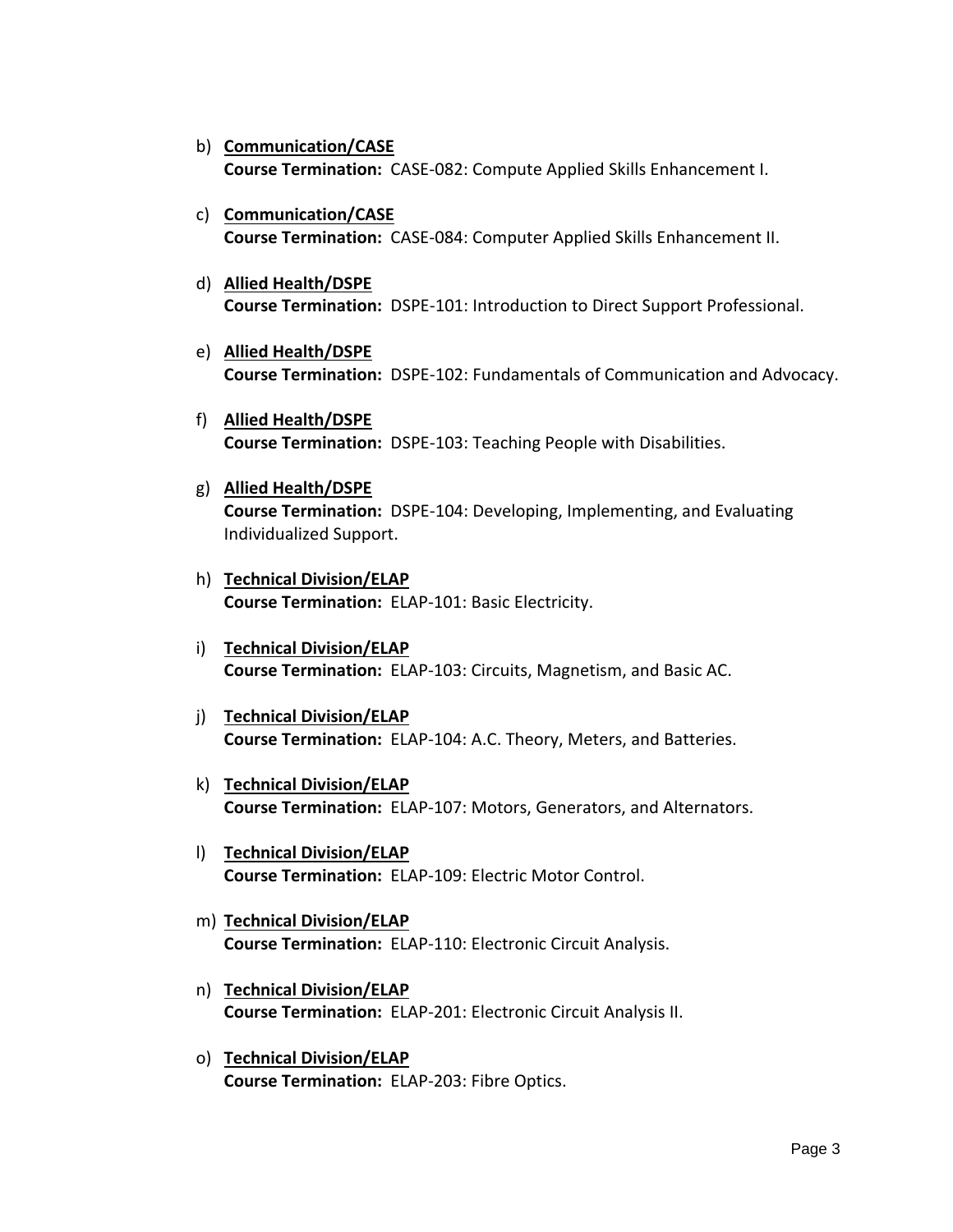b) **Communication/CASE**
   **Course Termination:** CASE-082: Compute Applied Skills Enhancement I.

c) **Communication/CASE**
   **Course Termination:** CASE-084: Computer Applied Skills Enhancement II.

d) **Allied Health/DSPE**
   **Course Termination:** DSPE-101: Introduction to Direct Support Professional.

e) **Allied Health/DSPE**
   **Course Termination:** DSPE-102: Fundamentals of Communication and Advocacy.

f) **Allied Health/DSPE**
   **Course Termination:** DSPE-103: Teaching People with Disabilities.

g) **Allied Health/DSPE**
   **Course Termination:** DSPE-104: Developing, Implementing, and Evaluating Individualized Support.

h) **Technical Division/ELAP**
   **Course Termination:** ELAP-101: Basic Electricity.

i) **Technical Division/ELAP**
   **Course Termination:** ELAP-103: Circuits, Magnetism, and Basic AC.

j) **Technical Division/ELAP**
   **Course Termination:** ELAP-104: A.C. Theory, Meters, and Batteries.

k) **Technical Division/ELAP**
   **Course Termination:** ELAP-107: Motors, Generators, and Alternators.

l) **Technical Division/ELAP**
   **Course Termination:** ELAP-109: Electric Motor Control.

m) **Technical Division/ELAP**
   **Course Termination:** ELAP-110: Electronic Circuit Analysis.

n) **Technical Division/ELAP**
   **Course Termination:** ELAP-201: Electronic Circuit Analysis II.

o) **Technical Division/ELAP**
   **Course Termination:** ELAP-203: Fibre Optics.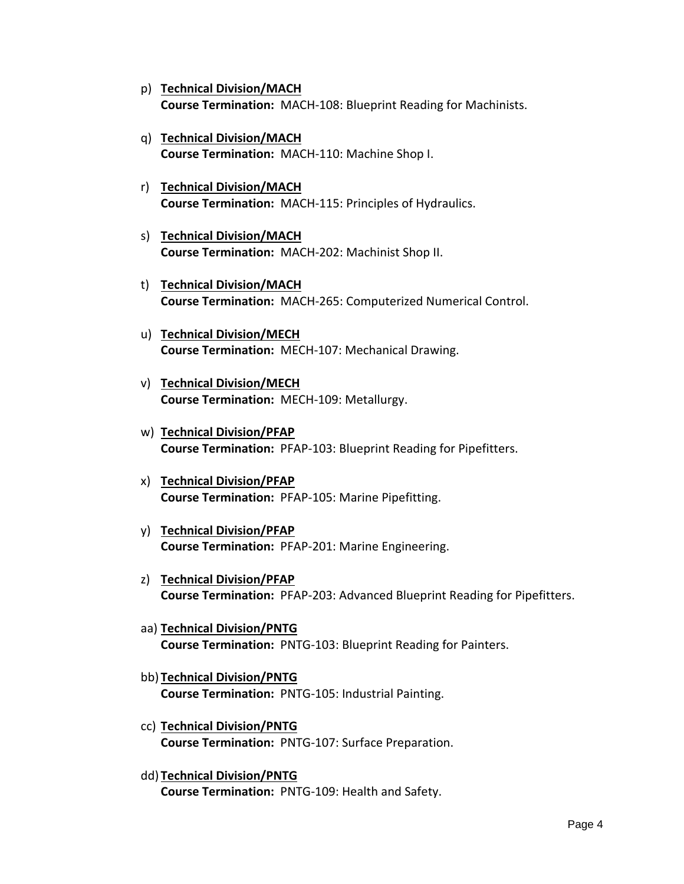p) **<u>Technical Division/MACH</u>**
   **Course Termination:** MACH-108: Blueprint Reading for Machinists.

q) **<u>Technical Division/MACH</u>**
   **Course Termination:** MACH-110: Machine Shop I.

r) **<u>Technical Division/MACH</u>**
   **Course Termination:** MACH-115: Principles of Hydraulics.

s) **<u>Technical Division/MACH</u>**
   **Course Termination:** MACH-202: Machinist Shop II.

t) **<u>Technical Division/MACH</u>**
   **Course Termination:** MACH-265: Computerized Numerical Control.

u) **<u>Technical Division/MECH</u>**
   **Course Termination:** MECH-107: Mechanical Drawing.

v) **<u>Technical Division/MECH</u>**
   **Course Termination:** MECH-109: Metallurgy.

w) **<u>Technical Division/PFAP</u>**
   **Course Termination:** PFAP-103: Blueprint Reading for Pipefitters.

x) **<u>Technical Division/PFAP</u>**
   **Course Termination:** PFAP-105: Marine Pipefitting.

y) **<u>Technical Division/PFAP</u>**
   **Course Termination:** PFAP-201: Marine Engineering.

z) **<u>Technical Division/PFAP</u>**
   **Course Termination:** PFAP-203: Advanced Blueprint Reading for Pipefitters.

aa) **<u>Technical Division/PNTG</u>**
   **Course Termination:** PNTG-103: Blueprint Reading for Painters.

bb) **<u>Technical Division/PNTG</u>**
   **Course Termination:** PNTG-105: Industrial Painting.

cc) **<u>Technical Division/PNTG</u>**
   **Course Termination:** PNTG-107: Surface Preparation.

dd) **<u>Technical Division/PNTG</u>**
   **Course Termination:** PNTG-109: Health and Safety.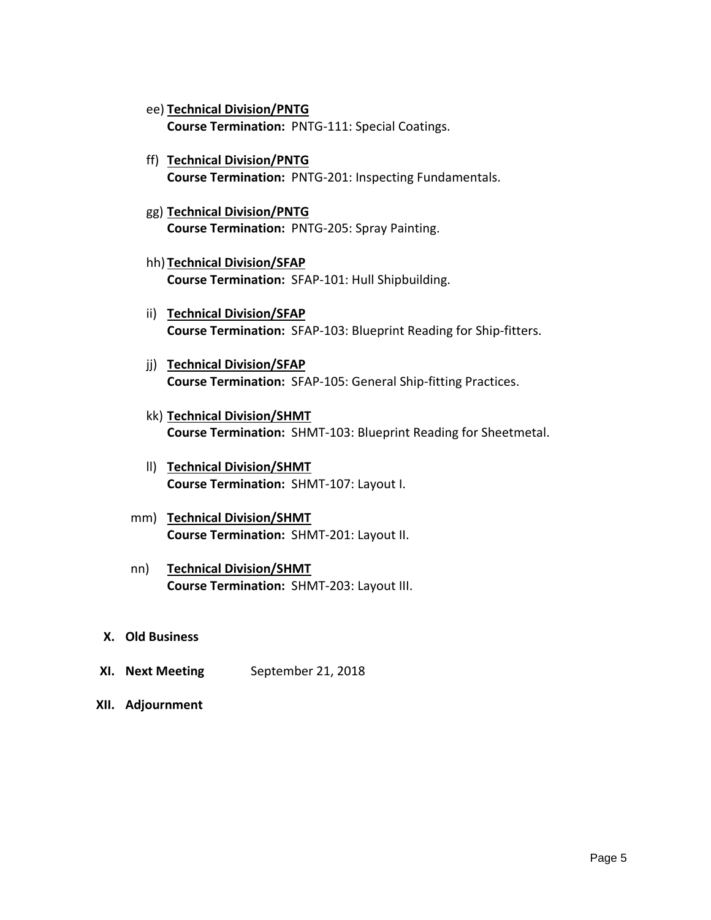ee) **Technical Division/PNTG**
**Course Termination:** PNTG-111: Special Coatings.

ff) **Technical Division/PNTG**
**Course Termination:** PNTG-201: Inspecting Fundamentals.

gg) **Technical Division/PNTG**
**Course Termination:** PNTG-205: Spray Painting.

hh) **Technical Division/SFAP**
**Course Termination:** SFAP-101: Hull Shipbuilding.

ii) **Technical Division/SFAP**
**Course Termination:** SFAP-103: Blueprint Reading for Ship-fitters.

jj) **Technical Division/SFAP**
**Course Termination:** SFAP-105: General Ship-fitting Practices.

kk) **Technical Division/SHMT**
**Course Termination:** SHMT-103: Blueprint Reading for Sheetmetal.

ll) **Technical Division/SHMT**
**Course Termination:** SHMT-107: Layout I.

mm) **Technical Division/SHMT**
**Course Termination:** SHMT-201: Layout II.

nn) **Technical Division/SHMT**
**Course Termination:** SHMT-203: Layout III.

**X. Old Business**

**XI. Next Meeting** September 21, 2018

**XII. Adjournment**